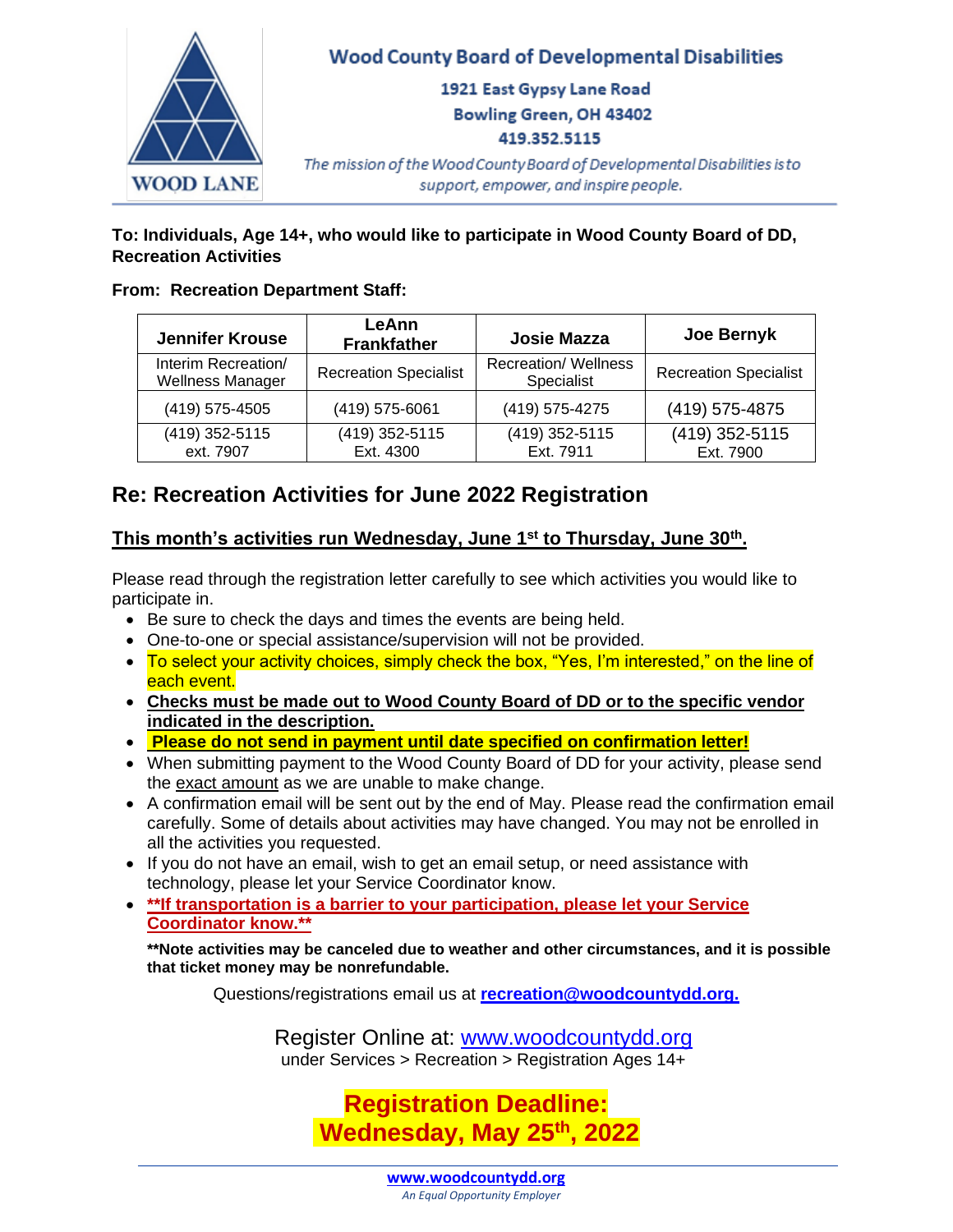WOOD LANE

# Wood County Board of Developmental Disabilities

1921 East Gypsy Lane Road
Bowling Green, OH 43402
419.352.5115

*The mission of the Wood County Board of Developmental Disabilities is to support, empower, and inspire people.*

**To: Individuals, Age 14+, who would like to participate in Wood County Board of DD, Recreation Activities**

**From: Recreation Department Staff:**

| Jennifer Krouse | LeAnn Frankfather | Josie Mazza | Joe Bernyk |
|---|---|---|---|
| Interim Recreation/ Wellness Manager | Recreation Specialist | Recreation/ Wellness Specialist | Recreation Specialist |
| (419) 575-4505 | (419) 575-6061 | (419) 575-4275 | (419) 575-4875 |
| (419) 352-5115 ext. 7907 | (419) 352-5115 Ext. 4300 | (419) 352-5115 Ext. 7911 | (419) 352-5115 Ext. 7900 |

## Re: Recreation Activities for June 2022 Registration

**This month's activities run Wednesday, June 1st to Thursday, June 30th.**

Please read through the registration letter carefully to see which activities you would like to participate in.

- Be sure to check the days and times the events are being held.
- One-to-one or special assistance/supervision will not be provided.
- To select your activity choices, simply check the box, "Yes, I'm interested," on the line of each event.
- **Checks must be made out to Wood County Board of DD or to the specific vendor indicated in the description.**
- **Please do not send in payment until date specified on confirmation letter!**
- When submitting payment to the Wood County Board of DD for your activity, please send the exact amount as we are unable to make change.
- A confirmation email will be sent out by the end of May. Please read the confirmation email carefully. Some of details about activities may have changed. You may not be enrolled in all the activities you requested.
- If you do not have an email, wish to get an email setup, or need assistance with technology, please let your Service Coordinator know.
- **\*\*If transportation is a barrier to your participation, please let your Service Coordinator know.\*\***

**\*\*Note activities may be canceled due to weather and other circumstances, and it is possible that ticket money may be nonrefundable.**

Questions/registrations email us at **recreation@woodcountydd.org.**

Register Online at: www.woodcountydd.org
under Services > Recreation > Registration Ages 14+

**Registration Deadline:**
**Wednesday, May 25th, 2022**

**www.woodcountydd.org**
*An Equal Opportunity Employer*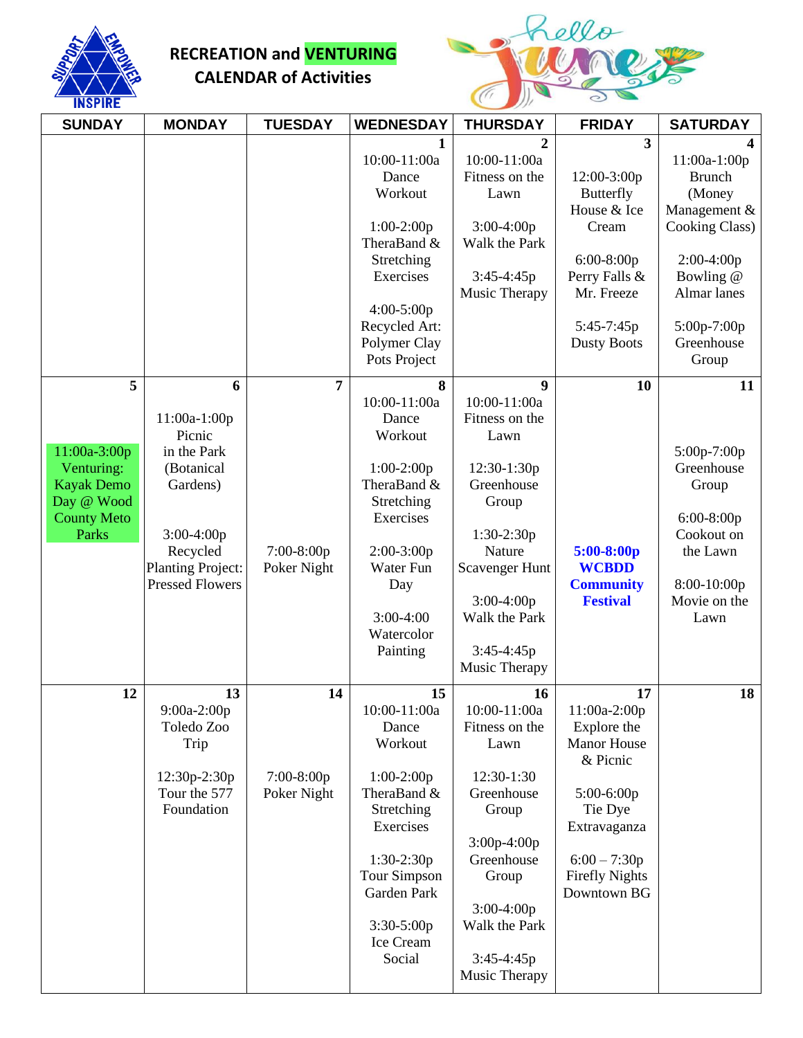## RECREATION and VENTURING CALENDAR of Activities

Hello June

| SUNDAY | MONDAY | TUESDAY | WEDNESDAY | THURSDAY | FRIDAY | SATURDAY |
|---|---|---|---|---|---|---|
| | | | **1**<br>10:00-11:00a Dance Workout<br><br>1:00-2:00p TheraBand & Stretching Exercises<br><br>4:00-5:00p Recycled Art: Polymer Clay Pots Project | **2**<br>10:00-11:00a Fitness on the Lawn<br><br>3:00-4:00p Walk the Park<br><br>3:45-4:45p Music Therapy | **3**<br>12:00-3:00p Butterfly House & Ice Cream<br><br>6:00-8:00p Perry Falls & Mr. Freeze<br><br>5:45-7:45p Dusty Boots | **4**<br>11:00a-1:00p Brunch (Money Management & Cooking Class)<br><br>2:00-4:00p Bowling @ Almar lanes<br><br>5:00p-7:00p Greenhouse Group |
| **5**<br>11:00a-3:00p Venturing: Kayak Demo Day @ Wood County Meto Parks | **6**<br>11:00a-1:00p Picnic in the Park (Botanical Gardens)<br><br>3:00-4:00p Recycled Planting Project: Pressed Flowers | **7**<br>7:00-8:00p Poker Night | **8**<br>10:00-11:00a Dance Workout<br><br>1:00-2:00p TheraBand & Stretching Exercises<br><br>2:00-3:00p Water Fun Day<br><br>3:00-4:00 Watercolor Painting | **9**<br>10:00-11:00a Fitness on the Lawn<br><br>12:30-1:30p Greenhouse Group<br><br>1:30-2:30p Nature Scavenger Hunt<br><br>3:00-4:00p Walk the Park<br><br>3:45-4:45p Music Therapy | **10**<br>**5:00-8:00p WCBDD Community Festival** | **11**<br>5:00p-7:00p Greenhouse Group<br><br>6:00-8:00p Cookout on the Lawn<br><br>8:00-10:00p Movie on the Lawn |
| **12** | **13**<br>9:00a-2:00p Toledo Zoo Trip<br><br>12:30p-2:30p Tour the 577 Foundation | **14**<br>7:00-8:00p Poker Night | **15**<br>10:00-11:00a Dance Workout<br><br>1:00-2:00p TheraBand & Stretching Exercises<br><br>1:30-2:30p Tour Simpson Garden Park<br><br>3:30-5:00p Ice Cream Social | **16**<br>10:00-11:00a Fitness on the Lawn<br><br>12:30-1:30 Greenhouse Group<br><br>3:00p-4:00p Greenhouse Group<br><br>3:00-4:00p Walk the Park<br><br>3:45-4:45p Music Therapy | **17**<br>11:00a-2:00p Explore the Manor House & Picnic<br><br>5:00-6:00p Tie Dye Extravaganza<br><br>6:00 – 7:30p Firefly Nights Downtown BG | **18** |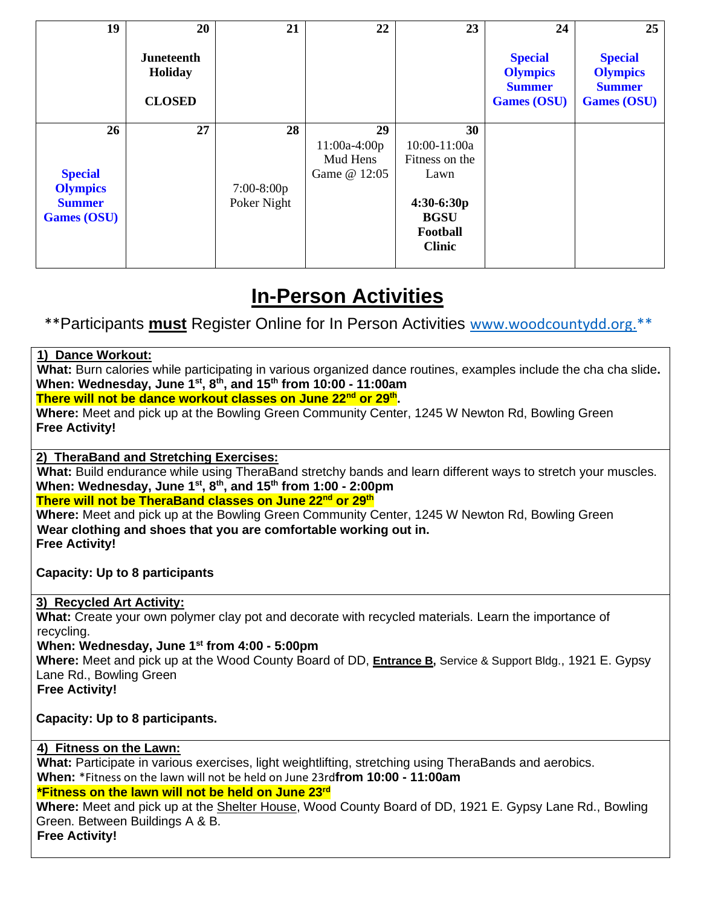| 19 | 20 | 21 | 22 | 23 | 24 | 25 |
|---|---|---|---|---|---|---|
| | **Juneteenth Holiday** **CLOSED** | | | | **Special Olympics Summer Games (OSU)** | **Special Olympics Summer Games (OSU)** |
| 26 **Special Olympics Summer Games (OSU)** | 27 | 28 7:00-8:00p Poker Night | 29 11:00a-4:00p Mud Hens Game @ 12:05 | 30 10:00-11:00a Fitness on the Lawn **4:30-6:30p BGSU Football Clinic** | | |

# In-Person Activities

**Participants **must** Register Online for In Person Activities www.woodcountydd.org.**

**1) Dance Workout:**
**What:** Burn calories while participating in various organized dance routines, examples include the cha cha slide.
**When: Wednesday, June 1st, 8th, and 15th from 10:00 - 11:00am**
**There will not be dance workout classes on June 22nd or 29th.**
**Where:** Meet and pick up at the Bowling Green Community Center, 1245 W Newton Rd, Bowling Green
**Free Activity!**

**2) TheraBand and Stretching Exercises:**
**What:** Build endurance while using TheraBand stretchy bands and learn different ways to stretch your muscles.
**When: Wednesday, June 1st, 8th, and 15th from 1:00 - 2:00pm**
**There will not be TheraBand classes on June 22nd or 29th**
**Where:** Meet and pick up at the Bowling Green Community Center, 1245 W Newton Rd, Bowling Green
**Wear clothing and shoes that you are comfortable working out in.**
**Free Activity!**

**Capacity: Up to 8 participants**

**3) Recycled Art Activity:**
**What:** Create your own polymer clay pot and decorate with recycled materials. Learn the importance of recycling.
**When: Wednesday, June 1st from 4:00 - 5:00pm**
**Where:** Meet and pick up at the Wood County Board of DD, **Entrance B,** Service & Support Bldg., 1921 E. Gypsy Lane Rd., Bowling Green
**Free Activity!**

**Capacity: Up to 8 participants.**

**4) Fitness on the Lawn:**
**What:** Participate in various exercises, light weightlifting, stretching using TheraBands and aerobics.
**When:** *Fitness on the lawn will not be held on June 23rd**from 10:00 - 11:00am**
***Fitness on the lawn will not be held on June 23rd**
**Where:** Meet and pick up at the Shelter House, Wood County Board of DD, 1921 E. Gypsy Lane Rd., Bowling Green. Between Buildings A & B.
**Free Activity!**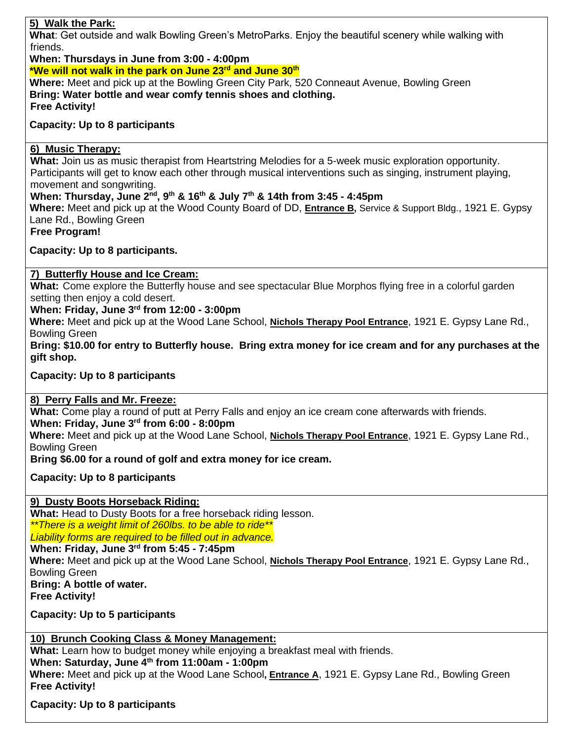**5) Walk the Park:**

**What**: Get outside and walk Bowling Green's MetroParks. Enjoy the beautiful scenery while walking with friends.

**When: Thursdays in June from 3:00 - 4:00pm**

**\*We will not walk in the park on June 23rd and June 30th**

**Where:** Meet and pick up at the Bowling Green City Park, 520 Conneaut Avenue, Bowling Green

**Bring: Water bottle and wear comfy tennis shoes and clothing.**

**Free Activity!**

**Capacity: Up to 8 participants**

**6) Music Therapy:**

**What:** Join us as music therapist from Heartstring Melodies for a 5-week music exploration opportunity. Participants will get to know each other through musical interventions such as singing, instrument playing, movement and songwriting.

**When: Thursday, June 2nd, 9th & 16th & July 7th & 14th from 3:45 - 4:45pm**

**Where:** Meet and pick up at the Wood County Board of DD, **Entrance B,** Service & Support Bldg., 1921 E. Gypsy Lane Rd., Bowling Green

**Free Program!**

**Capacity: Up to 8 participants.**

**7) Butterfly House and Ice Cream:**

**What:** Come explore the Butterfly house and see spectacular Blue Morphos flying free in a colorful garden setting then enjoy a cold desert.

**When: Friday, June 3rd from 12:00 - 3:00pm**

**Where:** Meet and pick up at the Wood Lane School, **Nichols Therapy Pool Entrance**, 1921 E. Gypsy Lane Rd., Bowling Green

**Bring: $10.00 for entry to Butterfly house. Bring extra money for ice cream and for any purchases at the gift shop.**

**Capacity: Up to 8 participants**

**8) Perry Falls and Mr. Freeze:**

**What:** Come play a round of putt at Perry Falls and enjoy an ice cream cone afterwards with friends.

**When: Friday, June 3rd from 6:00 - 8:00pm**

**Where:** Meet and pick up at the Wood Lane School, **Nichols Therapy Pool Entrance**, 1921 E. Gypsy Lane Rd., Bowling Green

**Bring $6.00 for a round of golf and extra money for ice cream.**

**Capacity: Up to 8 participants**

**9) Dusty Boots Horseback Riding:**

**What:** Head to Dusty Boots for a free horseback riding lesson.

*\*\*There is a weight limit of 260lbs. to be able to ride\*\**

*Liability forms are required to be filled out in advance.*

**When: Friday, June 3rd from 5:45 - 7:45pm**

**Where:** Meet and pick up at the Wood Lane School, **Nichols Therapy Pool Entrance**, 1921 E. Gypsy Lane Rd., Bowling Green

**Bring: A bottle of water.**

**Free Activity!**

**Capacity: Up to 5 participants**

**10) Brunch Cooking Class & Money Management:**

**What:** Learn how to budget money while enjoying a breakfast meal with friends.

**When: Saturday, June 4th from 11:00am - 1:00pm**

**Where:** Meet and pick up at the Wood Lane School**, Entrance A**, 1921 E. Gypsy Lane Rd., Bowling Green

**Free Activity!**

**Capacity: Up to 8 participants**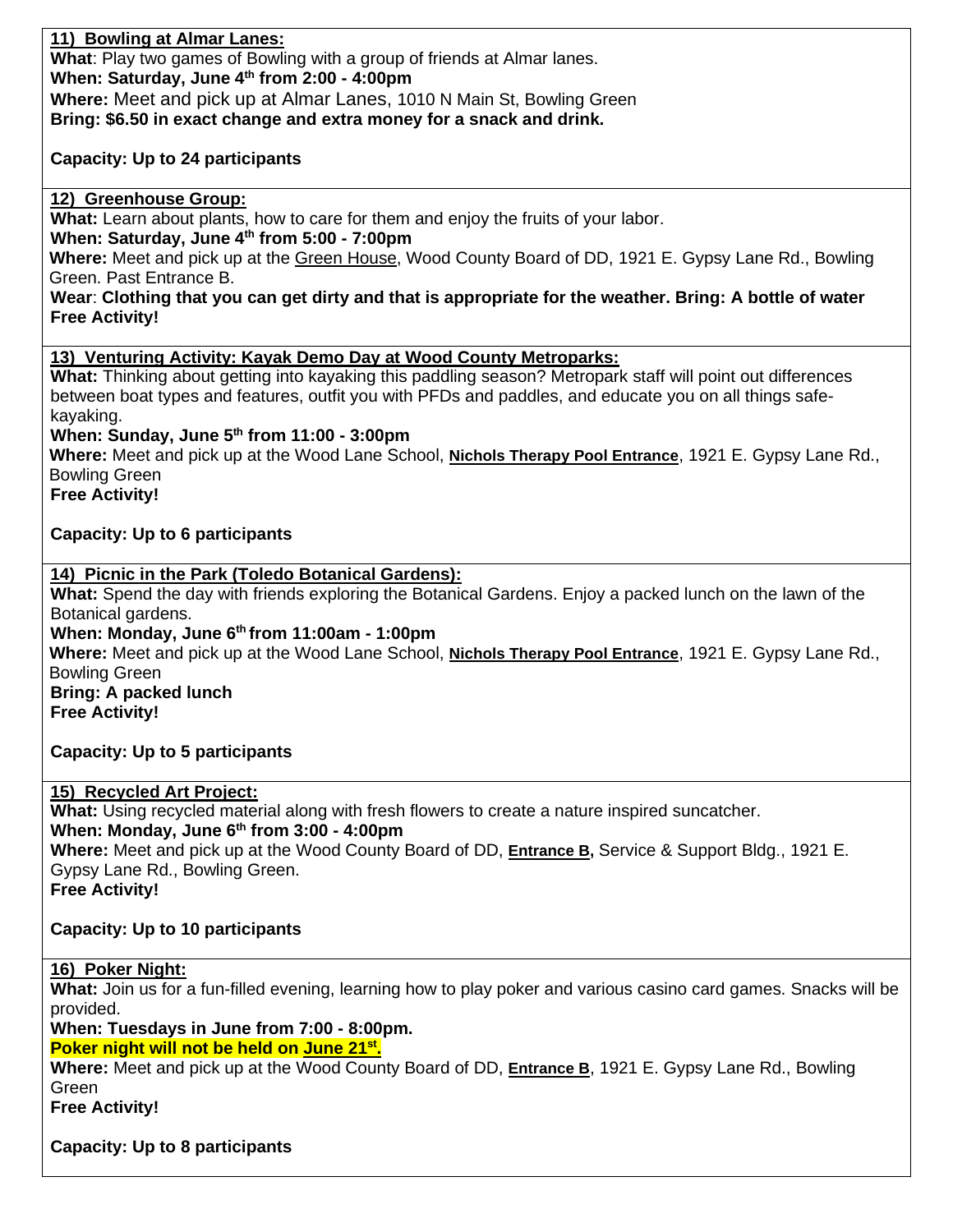**11) Bowling at Almar Lanes:**

**What**: Play two games of Bowling with a group of friends at Almar lanes.

**When: Saturday, June 4th from 2:00 - 4:00pm**

**Where:** Meet and pick up at Almar Lanes, 1010 N Main St, Bowling Green

**Bring: $6.50 in exact change and extra money for a snack and drink.**

**Capacity: Up to 24 participants**

---

**12) Greenhouse Group:**

**What:** Learn about plants, how to care for them and enjoy the fruits of your labor.

**When: Saturday, June 4th from 5:00 - 7:00pm**

**Where:** Meet and pick up at the Green House, Wood County Board of DD, 1921 E. Gypsy Lane Rd., Bowling Green. Past Entrance B.

**Wear**: **Clothing that you can get dirty and that is appropriate for the weather. Bring: A bottle of water**

**Free Activity!**

---

**13) Venturing Activity: Kayak Demo Day at Wood County Metroparks:**

**What:** Thinking about getting into kayaking this paddling season? Metropark staff will point out differences between boat types and features, outfit you with PFDs and paddles, and educate you on all things safe-kayaking.

**When: Sunday, June 5th from 11:00 - 3:00pm**

**Where:** Meet and pick up at the Wood Lane School, **Nichols Therapy Pool Entrance**, 1921 E. Gypsy Lane Rd., Bowling Green

**Free Activity!**

**Capacity: Up to 6 participants**

---

**14) Picnic in the Park (Toledo Botanical Gardens):**

**What:** Spend the day with friends exploring the Botanical Gardens. Enjoy a packed lunch on the lawn of the Botanical gardens.

**When: Monday, June 6th from 11:00am - 1:00pm**

**Where:** Meet and pick up at the Wood Lane School, **Nichols Therapy Pool Entrance**, 1921 E. Gypsy Lane Rd., Bowling Green

**Bring: A packed lunch**

**Free Activity!**

**Capacity: Up to 5 participants**

---

**15) Recycled Art Project:**

**What:** Using recycled material along with fresh flowers to create a nature inspired suncatcher.

**When: Monday, June 6th from 3:00 - 4:00pm**

**Where:** Meet and pick up at the Wood County Board of DD, **Entrance B,** Service & Support Bldg., 1921 E. Gypsy Lane Rd., Bowling Green.

**Free Activity!**

**Capacity: Up to 10 participants**

---

**16) Poker Night:**

**What:** Join us for a fun-filled evening, learning how to play poker and various casino card games. Snacks will be provided.

**When: Tuesdays in June from 7:00 - 8:00pm.**

**Poker night will not be held on June 21st.**

**Where:** Meet and pick up at the Wood County Board of DD, **Entrance B**, 1921 E. Gypsy Lane Rd., Bowling Green

**Free Activity!**

**Capacity: Up to 8 participants**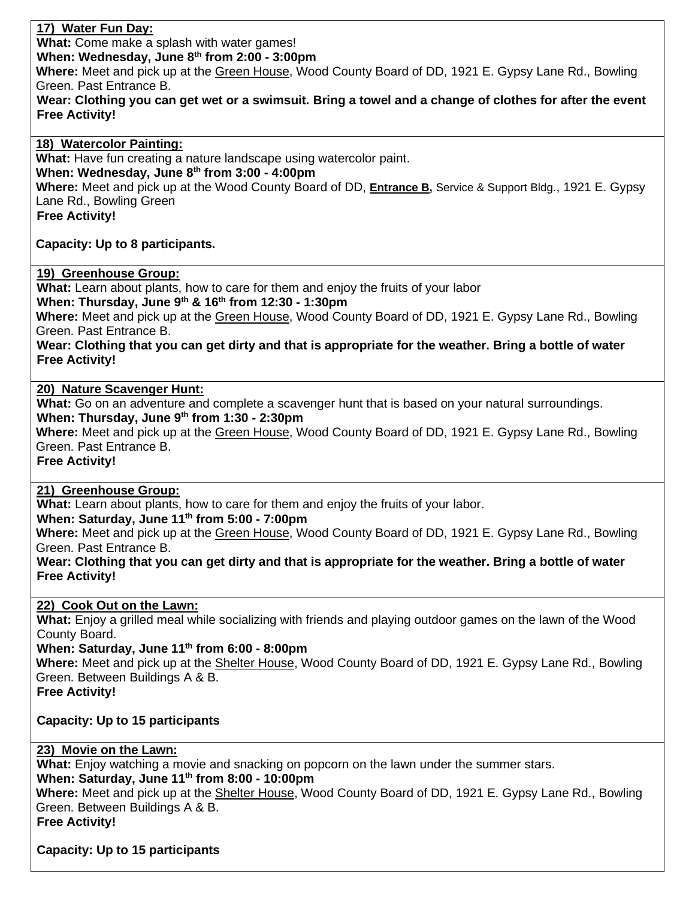**17) Water Fun Day:**

**What:** Come make a splash with water games!

**When: Wednesday, June 8th from 2:00 - 3:00pm**

**Where:** Meet and pick up at the Green House, Wood County Board of DD, 1921 E. Gypsy Lane Rd., Bowling Green. Past Entrance B.

**Wear: Clothing you can get wet or a swimsuit. Bring a towel and a change of clothes for after the event**

**Free Activity!**

---

**18) Watercolor Painting:**

**What:** Have fun creating a nature landscape using watercolor paint.

**When: Wednesday, June 8th from 3:00 - 4:00pm**

**Where:** Meet and pick up at the Wood County Board of DD, **Entrance B,** Service & Support Bldg., 1921 E. Gypsy Lane Rd., Bowling Green

**Free Activity!**

**Capacity: Up to 8 participants.**

---

**19) Greenhouse Group:**

**What:** Learn about plants, how to care for them and enjoy the fruits of your labor

**When: Thursday, June 9th & 16th from 12:30 - 1:30pm**

**Where:** Meet and pick up at the Green House, Wood County Board of DD, 1921 E. Gypsy Lane Rd., Bowling Green. Past Entrance B.

**Wear: Clothing that you can get dirty and that is appropriate for the weather. Bring a bottle of water**

**Free Activity!**

---

**20) Nature Scavenger Hunt:**

**What:** Go on an adventure and complete a scavenger hunt that is based on your natural surroundings.

**When: Thursday, June 9th from 1:30 - 2:30pm**

**Where:** Meet and pick up at the Green House, Wood County Board of DD, 1921 E. Gypsy Lane Rd., Bowling Green. Past Entrance B.

**Free Activity!**

---

**21) Greenhouse Group:**

**What:** Learn about plants, how to care for them and enjoy the fruits of your labor.

**When: Saturday, June 11th from 5:00 - 7:00pm**

**Where:** Meet and pick up at the Green House, Wood County Board of DD, 1921 E. Gypsy Lane Rd., Bowling Green. Past Entrance B.

**Wear: Clothing that you can get dirty and that is appropriate for the weather. Bring a bottle of water**

**Free Activity!**

---

**22) Cook Out on the Lawn:**

**What:** Enjoy a grilled meal while socializing with friends and playing outdoor games on the lawn of the Wood County Board.

**When: Saturday, June 11th from 6:00 - 8:00pm**

**Where:** Meet and pick up at the Shelter House, Wood County Board of DD, 1921 E. Gypsy Lane Rd., Bowling Green. Between Buildings A & B.

**Free Activity!**

**Capacity: Up to 15 participants**

---

**23) Movie on the Lawn:**

**What:** Enjoy watching a movie and snacking on popcorn on the lawn under the summer stars.

**When: Saturday, June 11th from 8:00 - 10:00pm**

**Where:** Meet and pick up at the Shelter House, Wood County Board of DD, 1921 E. Gypsy Lane Rd., Bowling Green. Between Buildings A & B.

**Free Activity!**

**Capacity: Up to 15 participants**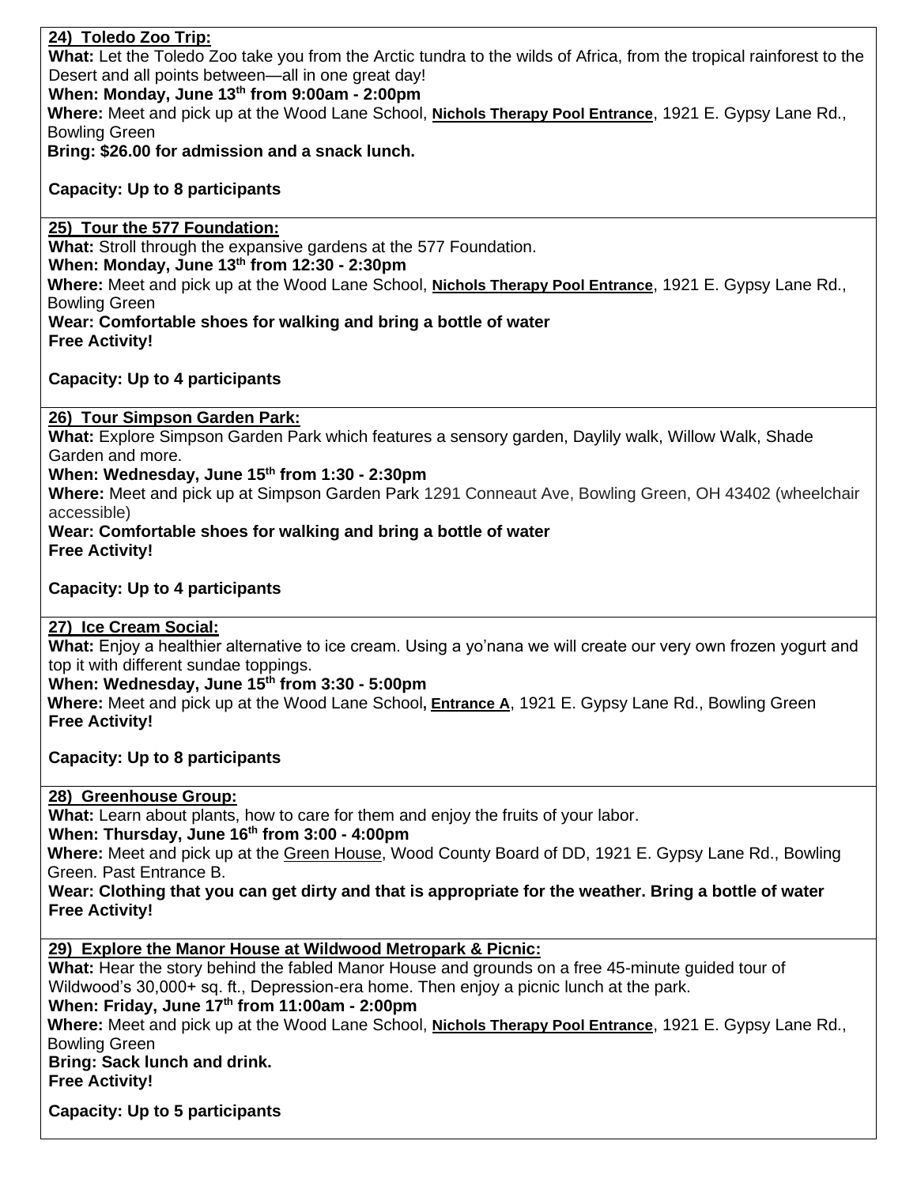**24) Toledo Zoo Trip:**

**What:** Let the Toledo Zoo take you from the Arctic tundra to the wilds of Africa, from the tropical rainforest to the Desert and all points between—all in one great day!

**When: Monday, June 13th from 9:00am - 2:00pm**

**Where:** Meet and pick up at the Wood Lane School, **Nichols Therapy Pool Entrance**, 1921 E. Gypsy Lane Rd., Bowling Green

**Bring: $26.00 for admission and a snack lunch.**

**Capacity: Up to 8 participants**

---

**25) Tour the 577 Foundation:**

**What:** Stroll through the expansive gardens at the 577 Foundation.

**When: Monday, June 13th from 12:30 - 2:30pm**

**Where:** Meet and pick up at the Wood Lane School, **Nichols Therapy Pool Entrance**, 1921 E. Gypsy Lane Rd., Bowling Green

**Wear: Comfortable shoes for walking and bring a bottle of water**

**Free Activity!**

**Capacity: Up to 4 participants**

---

**26) Tour Simpson Garden Park:**

**What:** Explore Simpson Garden Park which features a sensory garden, Daylily walk, Willow Walk, Shade Garden and more.

**When: Wednesday, June 15th from 1:30 - 2:30pm**

**Where:** Meet and pick up at Simpson Garden Park 1291 Conneaut Ave, Bowling Green, OH 43402 (wheelchair accessible)

**Wear: Comfortable shoes for walking and bring a bottle of water**

**Free Activity!**

**Capacity: Up to 4 participants**

---

**27) Ice Cream Social:**

**What:** Enjoy a healthier alternative to ice cream. Using a yo'nana we will create our very own frozen yogurt and top it with different sundae toppings.

**When: Wednesday, June 15th from 3:30 - 5:00pm**

**Where:** Meet and pick up at the Wood Lane School**, Entrance A**, 1921 E. Gypsy Lane Rd., Bowling Green

**Free Activity!**

**Capacity: Up to 8 participants**

---

**28) Greenhouse Group:**

**What:** Learn about plants, how to care for them and enjoy the fruits of your labor.

**When: Thursday, June 16th from 3:00 - 4:00pm**

**Where:** Meet and pick up at the Green House, Wood County Board of DD, 1921 E. Gypsy Lane Rd., Bowling Green. Past Entrance B.

**Wear: Clothing that you can get dirty and that is appropriate for the weather. Bring a bottle of water**

**Free Activity!**

---

**29) Explore the Manor House at Wildwood Metropark & Picnic:**

**What:** Hear the story behind the fabled Manor House and grounds on a free 45-minute guided tour of Wildwood's 30,000+ sq. ft., Depression-era home. Then enjoy a picnic lunch at the park.

**When: Friday, June 17th from 11:00am - 2:00pm**

**Where:** Meet and pick up at the Wood Lane School, **Nichols Therapy Pool Entrance**, 1921 E. Gypsy Lane Rd., Bowling Green

**Bring: Sack lunch and drink.**

**Free Activity!**

**Capacity: Up to 5 participants**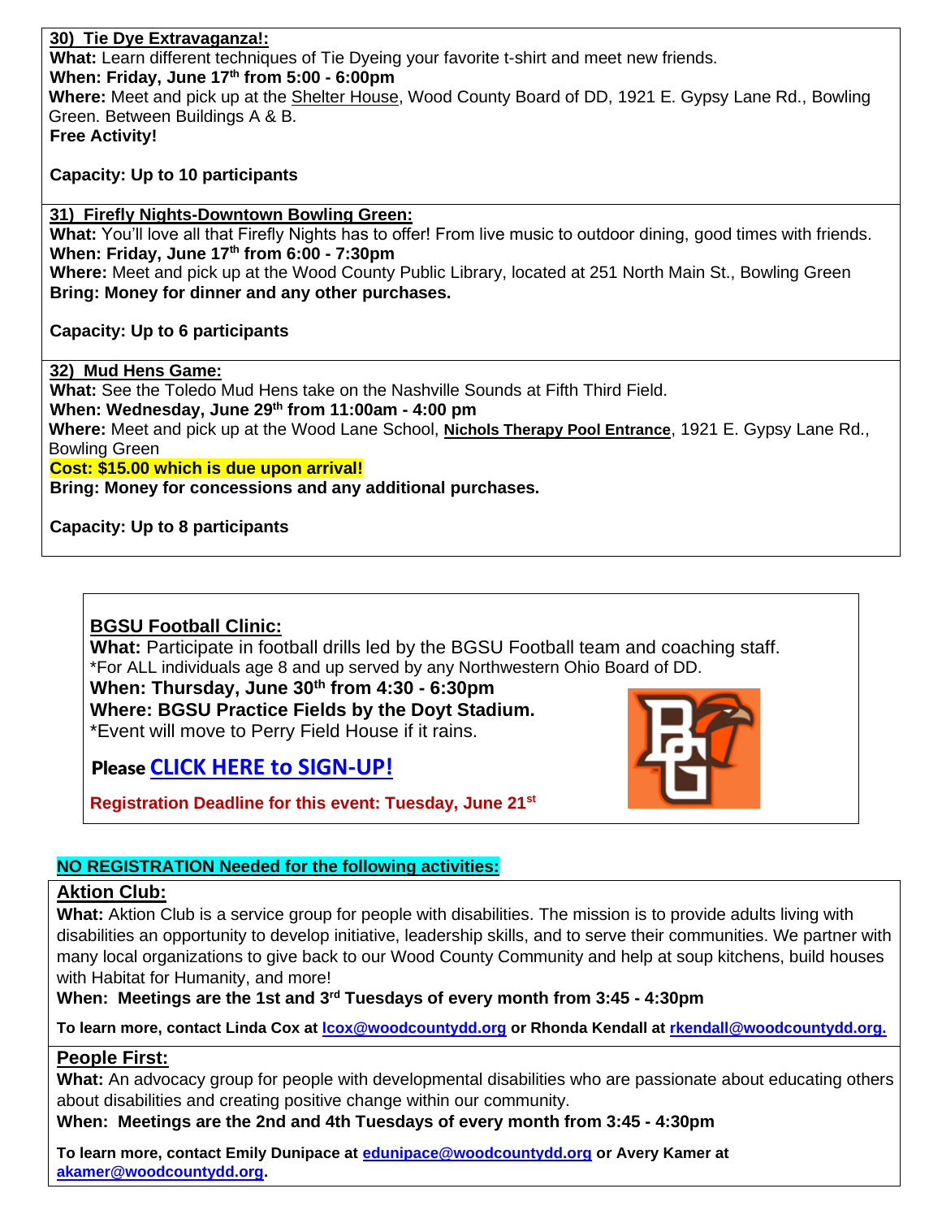**30) Tie Dye Extravaganza!:**

**What:** Learn different techniques of Tie Dyeing your favorite t-shirt and meet new friends.
**When: Friday, June 17th from 5:00 - 6:00pm**
**Where:** Meet and pick up at the Shelter House, Wood County Board of DD, 1921 E. Gypsy Lane Rd., Bowling Green. Between Buildings A & B.
**Free Activity!**

**Capacity: Up to 10 participants**

**31) Firefly Nights-Downtown Bowling Green:**

**What:** You'll love all that Firefly Nights has to offer! From live music to outdoor dining, good times with friends.
**When: Friday, June 17th from 6:00 - 7:30pm**
**Where:** Meet and pick up at the Wood County Public Library, located at 251 North Main St., Bowling Green
**Bring: Money for dinner and any other purchases.**

**Capacity: Up to 6 participants**

**32) Mud Hens Game:**

**What:** See the Toledo Mud Hens take on the Nashville Sounds at Fifth Third Field.
**When: Wednesday, June 29th from 11:00am - 4:00 pm**
**Where:** Meet and pick up at the Wood Lane School, **Nichols Therapy Pool Entrance**, 1921 E. Gypsy Lane Rd., Bowling Green
**Cost: $15.00 which is due upon arrival!**
**Bring: Money for concessions and any additional purchases.**

**Capacity: Up to 8 participants**

**BGSU Football Clinic:**

**What:** Participate in football drills led by the BGSU Football team and coaching staff.
*For ALL individuals age 8 and up served by any Northwestern Ohio Board of DD.
**When: Thursday, June 30th from 4:30 - 6:30pm**
**Where: BGSU Practice Fields by the Doyt Stadium.**
*Event will move to Perry Field House if it rains.

**Please CLICK HERE to SIGN-UP!**

**Registration Deadline for this event: Tuesday, June 21st**

**NO REGISTRATION Needed for the following activities:**

**Aktion Club:**

**What:** Aktion Club is a service group for people with disabilities. The mission is to provide adults living with disabilities an opportunity to develop initiative, leadership skills, and to serve their communities. We partner with many local organizations to give back to our Wood County Community and help at soup kitchens, build houses with Habitat for Humanity, and more!
**When: Meetings are the 1st and 3rd Tuesdays of every month from 3:45 - 4:30pm**

**To learn more, contact Linda Cox at lcox@woodcountydd.org or Rhonda Kendall at rkendall@woodcountydd.org.**

**People First:**

**What:** An advocacy group for people with developmental disabilities who are passionate about educating others about disabilities and creating positive change within our community.
**When: Meetings are the 2nd and 4th Tuesdays of every month from 3:45 - 4:30pm**

**To learn more, contact Emily Dunipace at edunipace@woodcountydd.org or Avery Kamer at akamer@woodcountydd.org.**